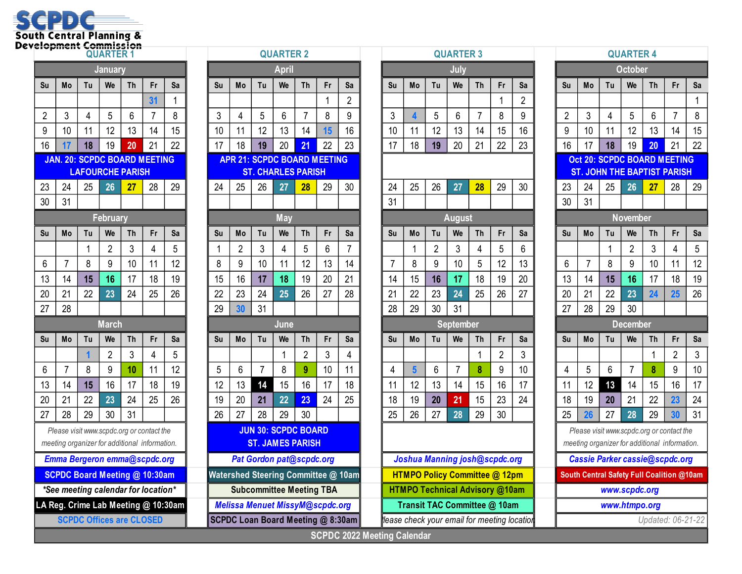# SCPDC
## South Central Planning & Development Commission

# SCPDC 2022 Meeting Calendar

## QUARTER 1

### January

| Su | Mo | Tu | We | Th | Fr | Sa |
|---|---|---|---|---|---|---|
| | | | | | 31 | 1 |
| 2 | 3 | 4 | 5 | 6 | 7 | 8 |
| 9 | 10 | 11 | 12 | 13 | 14 | 15 |
| 16 | 17 | 18 | 19 | 20 | 21 | 22 |
| 23 | 24 | 25 | 26 | 27 | 28 | 29 |
| 30 | 31 | | | | | |

JAN. 20: SCPDC BOARD MEETING LAFOURCHE PARISH

### February

| Su | Mo | Tu | We | Th | Fr | Sa |
|---|---|---|---|---|---|---|
| | | 1 | 2 | 3 | 4 | 5 |
| 6 | 7 | 8 | 9 | 10 | 11 | 12 |
| 13 | 14 | 15 | 16 | 17 | 18 | 19 |
| 20 | 21 | 22 | 23 | 24 | 25 | 26 |
| 27 | 28 | | | | | |

### March

| Su | Mo | Tu | We | Th | Fr | Sa |
|---|---|---|---|---|---|---|
| | | 1 | 2 | 3 | 4 | 5 |
| 6 | 7 | 8 | 9 | 10 | 11 | 12 |
| 13 | 14 | 15 | 16 | 17 | 18 | 19 |
| 20 | 21 | 22 | 23 | 24 | 25 | 26 |
| 27 | 28 | 29 | 30 | 31 | | |

*Please visit www.scpdc.org or contact the meeting organizer for additional information.*

## QUARTER 2

### April

| Su | Mo | Tu | We | Th | Fr | Sa |
|---|---|---|---|---|---|---|
| | | | | | 1 | 2 |
| 3 | 4 | 5 | 6 | 7 | 8 | 9 |
| 10 | 11 | 12 | 13 | 14 | 15 | 16 |
| 17 | 18 | 19 | 20 | 21 | 22 | 23 |
| 24 | 25 | 26 | 27 | 28 | 29 | 30 |

APR 21: SCPDC BOARD MEETING ST. CHARLES PARISH

### May

| Su | Mo | Tu | We | Th | Fr | Sa |
|---|---|---|---|---|---|---|
| 1 | 2 | 3 | 4 | 5 | 6 | 7 |
| 8 | 9 | 10 | 11 | 12 | 13 | 14 |
| 15 | 16 | 17 | 18 | 19 | 20 | 21 |
| 22 | 23 | 24 | 25 | 26 | 27 | 28 |
| 29 | 30 | 31 | | | | |

### June

| Su | Mo | Tu | We | Th | Fr | Sa |
|---|---|---|---|---|---|---|
| | | | 1 | 2 | 3 | 4 |
| 5 | 6 | 7 | 8 | 9 | 10 | 11 |
| 12 | 13 | 14 | 15 | 16 | 17 | 18 |
| 19 | 20 | 21 | 22 | 23 | 24 | 25 |
| 26 | 27 | 28 | 29 | 30 | | |

JUN 30: SCPDC BOARD ST. JAMES PARISH

## QUARTER 3

### July

| Su | Mo | Tu | We | Th | Fr | Sa |
|---|---|---|---|---|---|---|
| | | | | | 1 | 2 |
| 3 | 4 | 5 | 6 | 7 | 8 | 9 |
| 10 | 11 | 12 | 13 | 14 | 15 | 16 |
| 17 | 18 | 19 | 20 | 21 | 22 | 23 |
| 24 | 25 | 26 | 27 | 28 | 29 | 30 |
| 31 | | | | | | |

### August

| Su | Mo | Tu | We | Th | Fr | Sa |
|---|---|---|---|---|---|---|
| | 1 | 2 | 3 | 4 | 5 | 6 |
| 7 | 8 | 9 | 10 | 5 | 12 | 13 |
| 14 | 15 | 16 | 17 | 18 | 19 | 20 |
| 21 | 22 | 23 | 24 | 25 | 26 | 27 |
| 28 | 29 | 30 | 31 | | | |

### September

| Su | Mo | Tu | We | Th | Fr | Sa |
|---|---|---|---|---|---|---|
| | | | | 1 | 2 | 3 |
| 4 | 5 | 6 | 7 | 8 | 9 | 10 |
| 11 | 12 | 13 | 14 | 15 | 16 | 17 |
| 18 | 19 | 20 | 21 | 15 | 23 | 24 |
| 25 | 26 | 27 | 28 | 29 | 30 | |

## QUARTER 4

### October

| Su | Mo | Tu | We | Th | Fr | Sa |
|---|---|---|---|---|---|---|
| | | | | | | 1 |
| 2 | 3 | 4 | 5 | 6 | 7 | 8 |
| 9 | 10 | 11 | 12 | 13 | 14 | 15 |
| 16 | 17 | 18 | 19 | 20 | 21 | 22 |
| 23 | 24 | 25 | 26 | 27 | 28 | 29 |
| 30 | 31 | | | | | |

Oct 20: SCPDC BOARD MEETING ST. JOHN THE BAPTIST PARISH

### November

| Su | Mo | Tu | We | Th | Fr | Sa |
|---|---|---|---|---|---|---|
| | | 1 | 2 | 3 | 4 | 5 |
| 6 | 7 | 8 | 9 | 10 | 11 | 12 |
| 13 | 14 | 15 | 16 | 17 | 18 | 19 |
| 20 | 21 | 22 | 23 | 24 | 25 | 26 |
| 27 | 28 | 29 | 30 | | | |

### December

| Su | Mo | Tu | We | Th | Fr | Sa |
|---|---|---|---|---|---|---|
| | | | | 1 | 2 | 3 |
| 4 | 5 | 6 | 7 | 8 | 9 | 10 |
| 11 | 12 | 13 | 14 | 15 | 16 | 17 |
| 18 | 19 | 20 | 21 | 22 | 23 | 24 |
| 25 | 26 | 27 | 28 | 29 | 30 | 31 |

*Please visit www.scpdc.org or contact the meeting organizer for additional information.*

## Contacts and Legend

| | | | |
|---|---|---|---|
| *Emma Bergeron emma@scpdc.org* | *Pat Gordon pat@scpdc.org* | *Joshua Manning josh@scpdc.org* | *Cassie Parker cassie@scpdc.org* |
| SCPDC Board Meeting @ 10:30am | Watershed Steering Committee @ 10am | HTMPO Policy Committee @ 12pm | South Central Safety Full Coalition @10am |
| *\*See meeting calendar for location\** | Subcommittee Meeting TBA | HTMPO Technical Advisory @10am | *www.scpdc.org* |
| LA Reg. Crime Lab Meeting @ 10:30am | *Melissa Menuet MissyM@scpdc.org* | Transit TAC Committee @ 10am | *www.htmpo.org* |
| SCPDC Offices are CLOSED | SCPDC Loan Board Meeting @ 8:30am | *lease check your email for meeting locatio* | *Updated: 06-21-22* |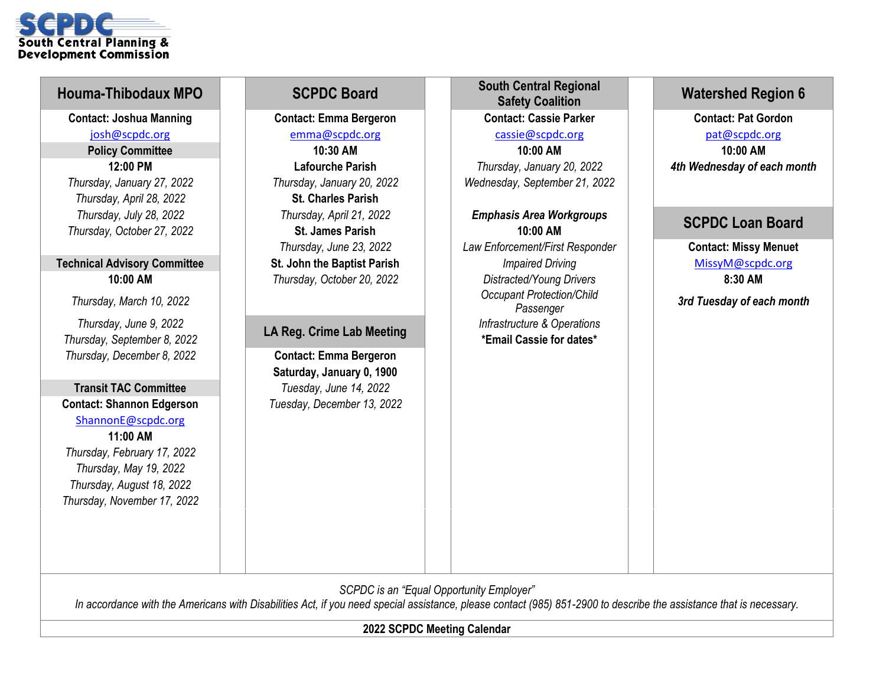**SCPDC**
**South Central Planning & Development Commission**

## Houma-Thibodaux MPO

**Contact: Joshua Manning**
josh@scpdc.org

### Policy Committee

**12:00 PM**
*Thursday, January 27, 2022*
*Thursday, April 28, 2022*
*Thursday, July 28, 2022*
*Thursday, October 27, 2022*

### Technical Advisory Committee

**10:00 AM**
*Thursday, March 10, 2022*
*Thursday, June 9, 2022*
*Thursday, September 8, 2022*
*Thursday, December 8, 2022*

### Transit TAC Committee

**Contact: Shannon Edgerson**
ShannonE@scpdc.org
**11:00 AM**
*Thursday, February 17, 2022*
*Thursday, May 19, 2022*
*Thursday, August 18, 2022*
*Thursday, November 17, 2022*

## SCPDC Board

**Contact: Emma Bergeron**
emma@scpdc.org
**10:30 AM**
**Lafourche Parish**
*Thursday, January 20, 2022*
**St. Charles Parish**
*Thursday, April 21, 2022*
**St. James Parish**
*Thursday, June 23, 2022*
**St. John the Baptist Parish**
*Thursday, October 20, 2022*

## LA Reg. Crime Lab Meeting

**Contact: Emma Bergeron**
**Saturday, January 0, 1900**
*Tuesday, June 14, 2022*
*Tuesday, December 13, 2022*

## South Central Regional Safety Coalition

**Contact: Cassie Parker**
cassie@scpdc.org
**10:00 AM**
*Thursday, January 20, 2022*
*Wednesday, September 21, 2022*

***Emphasis Area Workgroups***
**10:00 AM**
*Law Enforcement/First Responder*
*Impaired Driving*
*Distracted/Young Drivers*
*Occupant Protection/Child Passenger*
*Infrastructure & Operations*
**\*Email Cassie for dates\***

## Watershed Region 6

**Contact: Pat Gordon**
pat@scpdc.org
**10:00 AM**
***4th Wednesday of each month***

## SCPDC Loan Board

**Contact: Missy Menuet**
MissyM@scpdc.org
**8:30 AM**
***3rd Tuesday of each month***

*SCPDC is an "Equal Opportunity Employer"*
*In accordance with the Americans with Disabilities Act, if you need special assistance, please contact (985) 851-2900 to describe the assistance that is necessary.*

**2022 SCPDC Meeting Calendar**